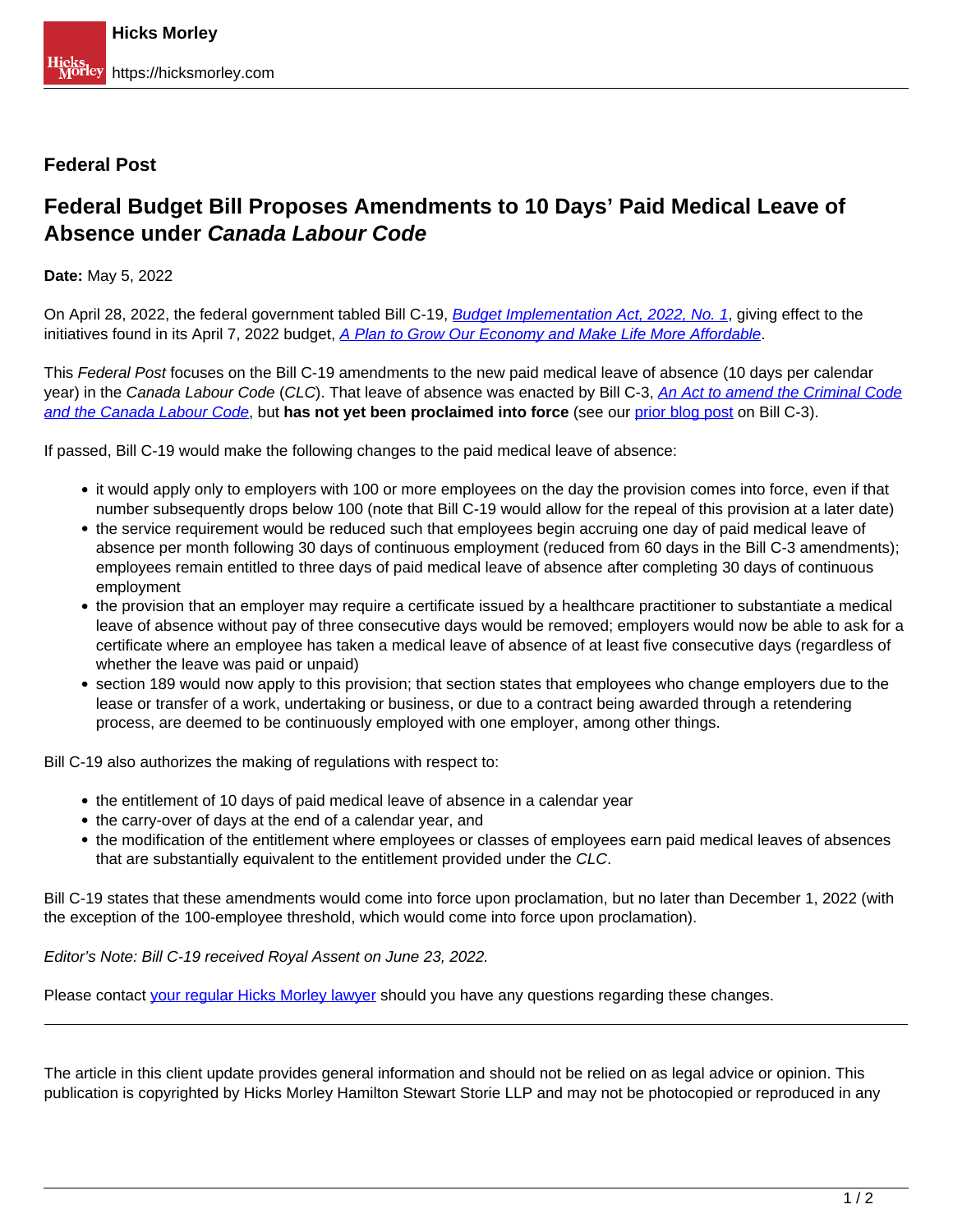**Federal Post**

# Federal Budget Bill Proposes Amendments to 10 Days' Paid Medical Leave of Absence under *Canada Labour Code*

**Date:** May 5, 2022

On April 28, 2022, the federal government tabled Bill C-19, *Budget Implementation Act, 2022, No. 1*, giving effect to the initiatives found in its April 7, 2022 budget, *A Plan to Grow Our Economy and Make Life More Affordable*.

This *Federal Post* focuses on the Bill C-19 amendments to the new paid medical leave of absence (10 days per calendar year) in the *Canada Labour Code* (*CLC*). That leave of absence was enacted by Bill C-3, *An Act to amend the Criminal Code and the Canada Labour Code*, but **has not yet been proclaimed into force** (see our prior blog post on Bill C-3).

If passed, Bill C-19 would make the following changes to the paid medical leave of absence:

- it would apply only to employers with 100 or more employees on the day the provision comes into force, even if that number subsequently drops below 100 (note that Bill C-19 would allow for the repeal of this provision at a later date)
- the service requirement would be reduced such that employees begin accruing one day of paid medical leave of absence per month following 30 days of continuous employment (reduced from 60 days in the Bill C-3 amendments); employees remain entitled to three days of paid medical leave of absence after completing 30 days of continuous employment
- the provision that an employer may require a certificate issued by a healthcare practitioner to substantiate a medical leave of absence without pay of three consecutive days would be removed; employers would now be able to ask for a certificate where an employee has taken a medical leave of absence of at least five consecutive days (regardless of whether the leave was paid or unpaid)
- section 189 would now apply to this provision; that section states that employees who change employers due to the lease or transfer of a work, undertaking or business, or due to a contract being awarded through a retendering process, are deemed to be continuously employed with one employer, among other things.

Bill C-19 also authorizes the making of regulations with respect to:

- the entitlement of 10 days of paid medical leave of absence in a calendar year
- the carry-over of days at the end of a calendar year, and
- the modification of the entitlement where employees or classes of employees earn paid medical leaves of absences that are substantially equivalent to the entitlement provided under the *CLC*.

Bill C-19 states that these amendments would come into force upon proclamation, but no later than December 1, 2022 (with the exception of the 100-employee threshold, which would come into force upon proclamation).

*Editor's Note: Bill C-19 received Royal Assent on June 23, 2022.*

Please contact your regular Hicks Morley lawyer should you have any questions regarding these changes.

---

The article in this client update provides general information and should not be relied on as legal advice or opinion. This publication is copyrighted by Hicks Morley Hamilton Stewart Storie LLP and may not be photocopied or reproduced in any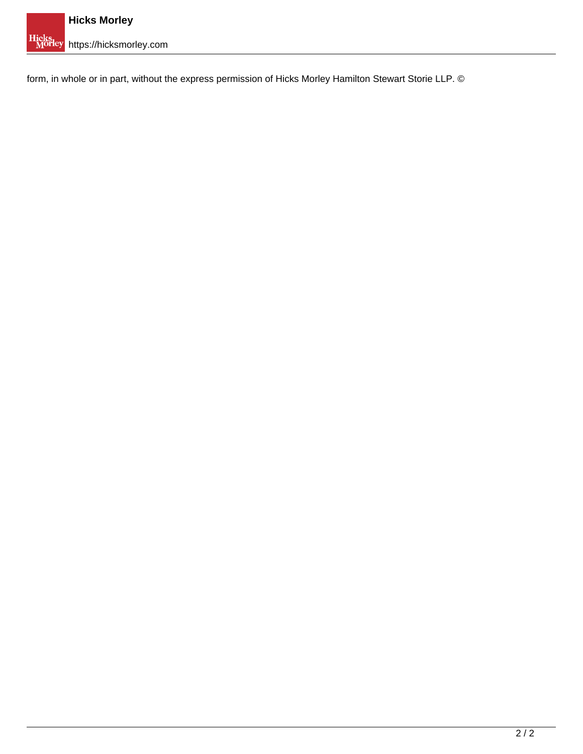form, in whole or in part, without the express permission of Hicks Morley Hamilton Stewart Storie LLP. ©